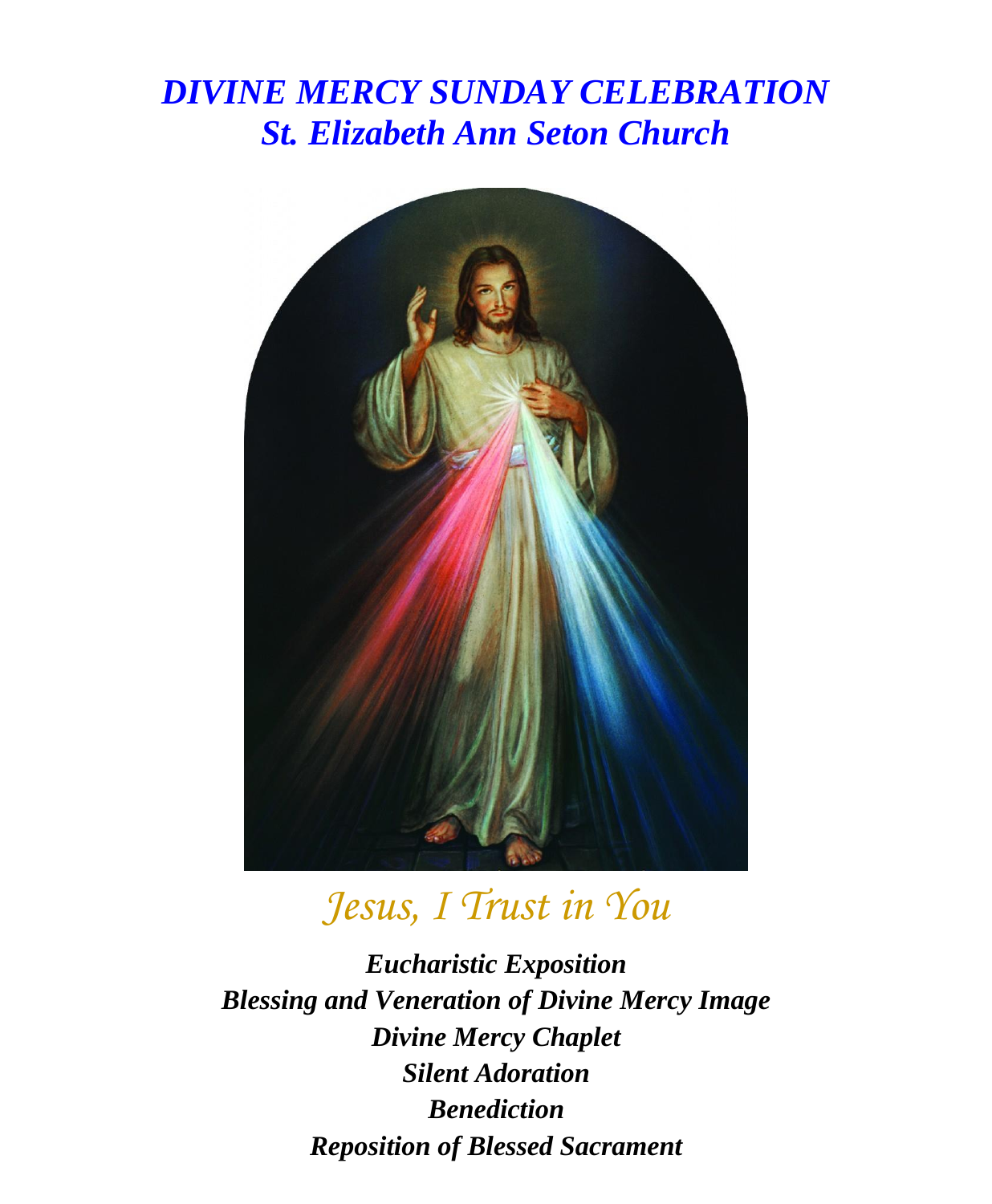# *DIVINE MERCY SUNDAY CELEBRATION*
## *St. Elizabeth Ann Seton Church*

*Jesus, I Trust in You*

***Eucharistic Exposition***
***Blessing and Veneration of Divine Mercy Image***
***Divine Mercy Chaplet***
***Silent Adoration***
***Benediction***
***Reposition of Blessed Sacrament***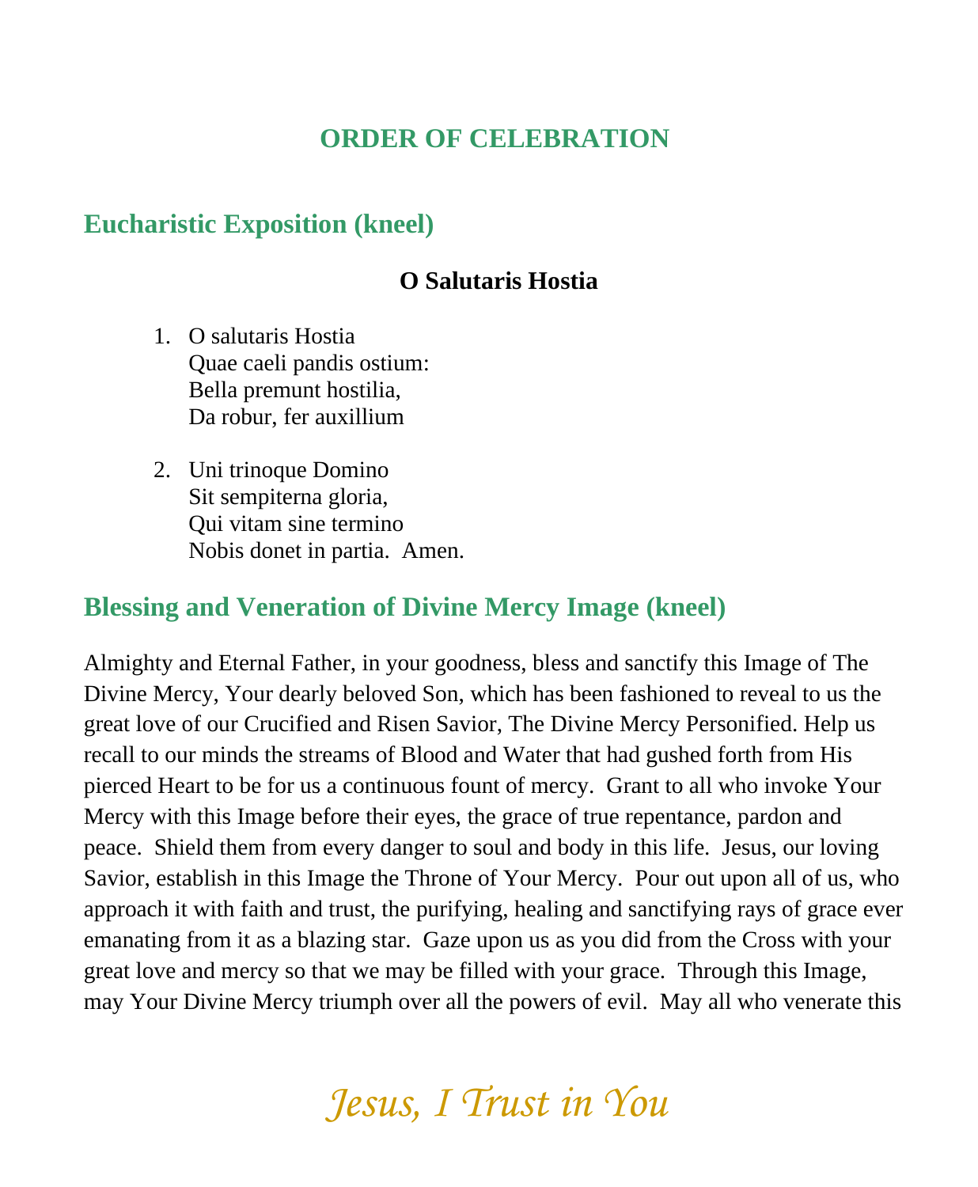## ORDER OF CELEBRATION

### Eucharistic Exposition (kneel)

**O Salutaris Hostia**

1. O salutaris Hostia
   Quae caeli pandis ostium:
   Bella premunt hostilia,
   Da robur, fer auxillium

2. Uni trinoque Domino
   Sit sempiterna gloria,
   Qui vitam sine termino
   Nobis donet in partia. Amen.

### Blessing and Veneration of Divine Mercy Image (kneel)

Almighty and Eternal Father, in your goodness, bless and sanctify this Image of The Divine Mercy, Your dearly beloved Son, which has been fashioned to reveal to us the great love of our Crucified and Risen Savior, The Divine Mercy Personified. Help us recall to our minds the streams of Blood and Water that had gushed forth from His pierced Heart to be for us a continuous fount of mercy. Grant to all who invoke Your Mercy with this Image before their eyes, the grace of true repentance, pardon and peace. Shield them from every danger to soul and body in this life. Jesus, our loving Savior, establish in this Image the Throne of Your Mercy. Pour out upon all of us, who approach it with faith and trust, the purifying, healing and sanctifying rays of grace ever emanating from it as a blazing star. Gaze upon us as you did from the Cross with your great love and mercy so that we may be filled with your grace. Through this Image, may Your Divine Mercy triumph over all the powers of evil. May all who venerate this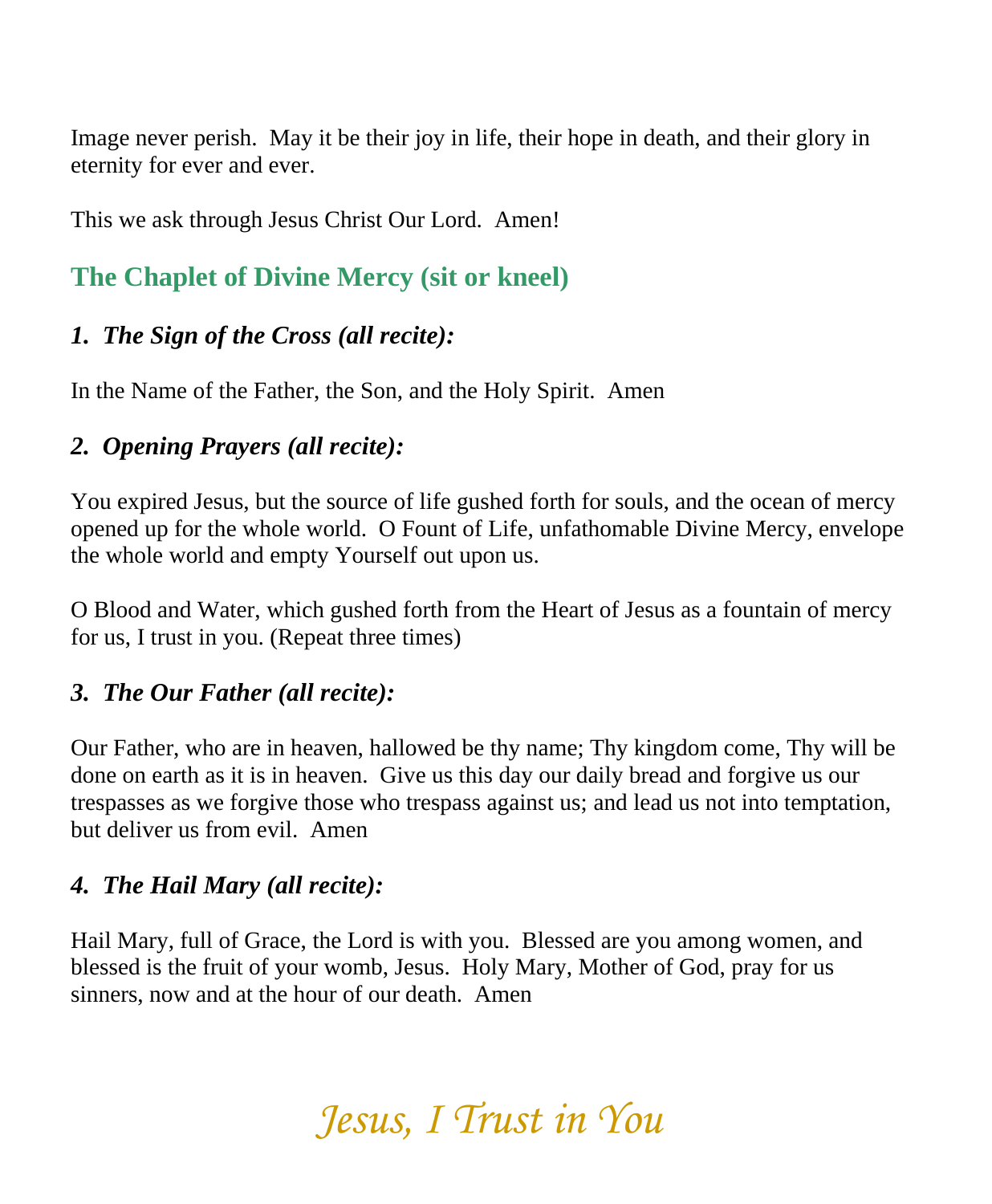Image never perish. May it be their joy in life, their hope in death, and their glory in eternity for ever and ever.

This we ask through Jesus Christ Our Lord. Amen!

## The Chaplet of Divine Mercy (sit or kneel)

### *1. The Sign of the Cross (all recite):*

In the Name of the Father, the Son, and the Holy Spirit. Amen

### *2. Opening Prayers (all recite):*

You expired Jesus, but the source of life gushed forth for souls, and the ocean of mercy opened up for the whole world. O Fount of Life, unfathomable Divine Mercy, envelope the whole world and empty Yourself out upon us.

O Blood and Water, which gushed forth from the Heart of Jesus as a fountain of mercy for us, I trust in you. (Repeat three times)

### *3. The Our Father (all recite):*

Our Father, who are in heaven, hallowed be thy name; Thy kingdom come, Thy will be done on earth as it is in heaven. Give us this day our daily bread and forgive us our trespasses as we forgive those who trespass against us; and lead us not into temptation, but deliver us from evil. Amen

### *4. The Hail Mary (all recite):*

Hail Mary, full of Grace, the Lord is with you. Blessed are you among women, and blessed is the fruit of your womb, Jesus. Holy Mary, Mother of God, pray for us sinners, now and at the hour of our death. Amen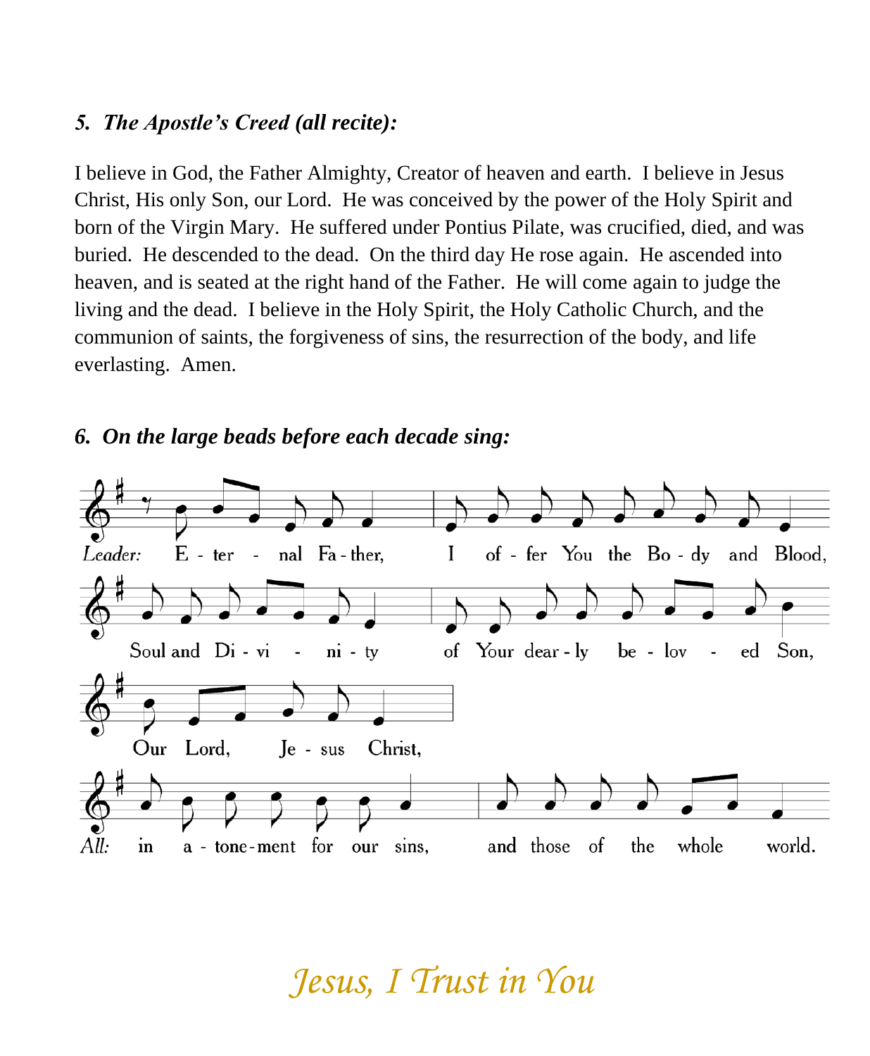### *5. The Apostle's Creed (all recite):*

I believe in God, the Father Almighty, Creator of heaven and earth. I believe in Jesus Christ, His only Son, our Lord. He was conceived by the power of the Holy Spirit and born of the Virgin Mary. He suffered under Pontius Pilate, was crucified, died, and was buried. He descended to the dead. On the third day He rose again. He ascended into heaven, and is seated at the right hand of the Father. He will come again to judge the living and the dead. I believe in the Holy Spirit, the Holy Catholic Church, and the communion of saints, the forgiveness of sins, the resurrection of the body, and life everlasting. Amen.

### *6. On the large beads before each decade sing:*

*Leader:* E - ter - nal Fa - ther, I of - fer You the Bo - dy and Blood, Soul and Di - vi - ni - ty of Your dear - ly be - lov - ed Son, Our Lord, Je - sus Christ,

*All:* in a - tone - ment for our sins, and those of the whole world.

*Jesus, I Trust in You*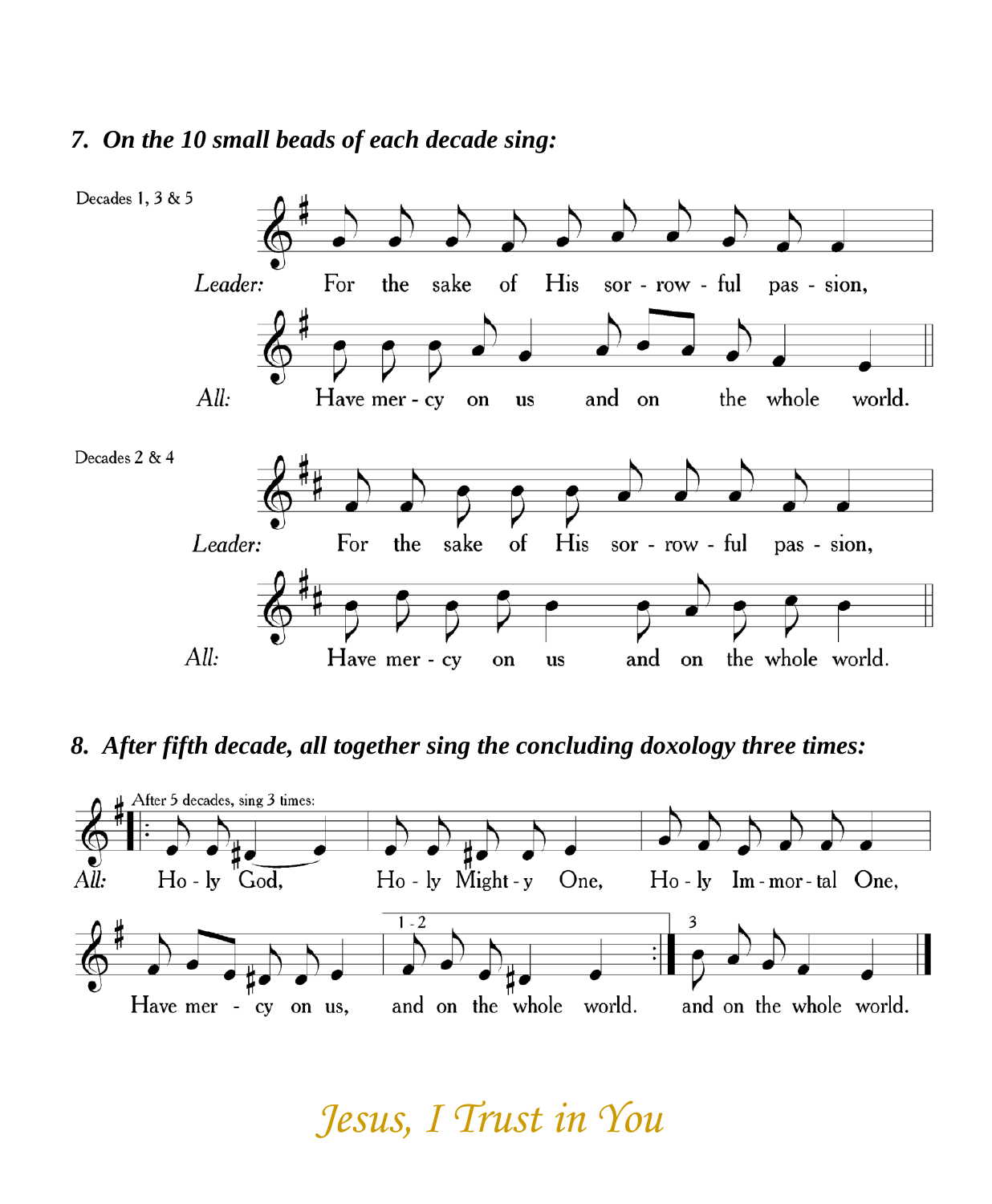### *7. On the 10 small beads of each decade sing:*

Decades 1, 3 & 5

*Leader:* For the sake of His sor - row - ful pas - sion,

*All:* Have mer - cy on us and on the whole world.

Decades 2 & 4

*Leader:* For the sake of His sor - row - ful pas - sion,

*All:* Have mer - cy on us and on the whole world.

### *8. After fifth decade, all together sing the concluding doxology three times:*

After 5 decades, sing 3 times:

*All:* Ho - ly God, Ho - ly Might - y One, Ho - ly Im - mor - tal One,

Have mer - cy on us, 1 - 2 and on the whole world. 3 and on the whole world.

*Jesus, I Trust in You*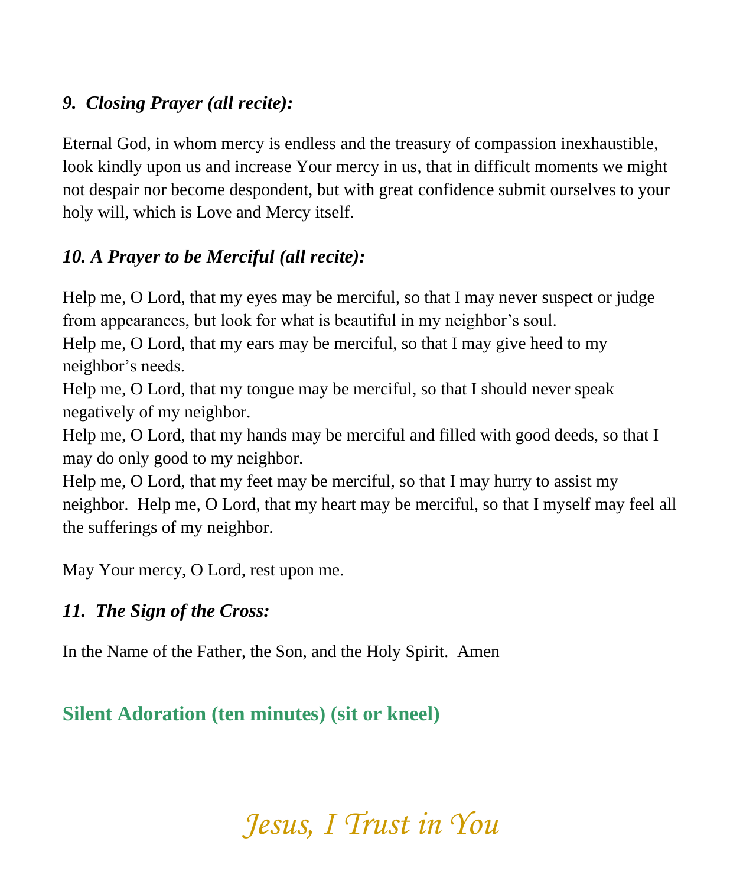***9. Closing Prayer (all recite):***

Eternal God, in whom mercy is endless and the treasury of compassion inexhaustible, look kindly upon us and increase Your mercy in us, that in difficult moments we might not despair nor become despondent, but with great confidence submit ourselves to your holy will, which is Love and Mercy itself.

***10. A Prayer to be Merciful (all recite):***

Help me, O Lord, that my eyes may be merciful, so that I may never suspect or judge from appearances, but look for what is beautiful in my neighbor's soul.
Help me, O Lord, that my ears may be merciful, so that I may give heed to my neighbor's needs.
Help me, O Lord, that my tongue may be merciful, so that I should never speak negatively of my neighbor.
Help me, O Lord, that my hands may be merciful and filled with good deeds, so that I may do only good to my neighbor.
Help me, O Lord, that my feet may be merciful, so that I may hurry to assist my neighbor. Help me, O Lord, that my heart may be merciful, so that I myself may feel all the sufferings of my neighbor.

May Your mercy, O Lord, rest upon me.

***11. The Sign of the Cross:***

In the Name of the Father, the Son, and the Holy Spirit. Amen

**Silent Adoration (ten minutes) (sit or kneel)**

*Jesus, I Trust in You*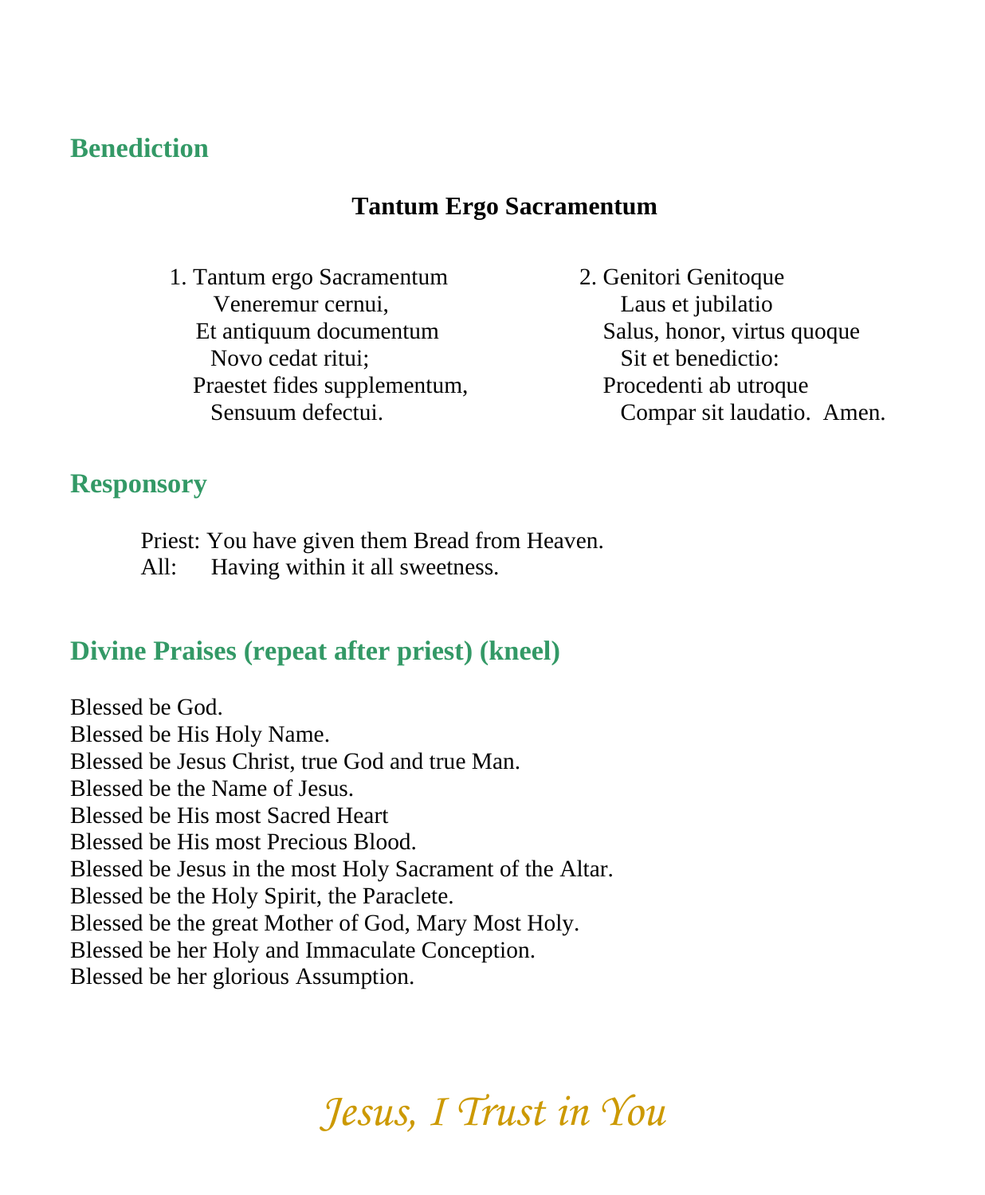## Benediction

### Tantum Ergo Sacramentum

1. Tantum ergo Sacramentum
   Veneremur cernui,
   Et antiquum documentum
   Novo cedat ritui;
   Praestet fides supplementum,
   Sensuum defectui.

2. Genitori Genitoque
   Laus et jubilatio
   Salus, honor, virtus quoque
   Sit et benedictio:
   Procedenti ab utroque
   Compar sit laudatio. Amen.

## Responsory

Priest: You have given them Bread from Heaven.
All: Having within it all sweetness.

## Divine Praises (repeat after priest) (kneel)

Blessed be God.
Blessed be His Holy Name.
Blessed be Jesus Christ, true God and true Man.
Blessed be the Name of Jesus.
Blessed be His most Sacred Heart
Blessed be His most Precious Blood.
Blessed be Jesus in the most Holy Sacrament of the Altar.
Blessed be the Holy Spirit, the Paraclete.
Blessed be the great Mother of God, Mary Most Holy.
Blessed be her Holy and Immaculate Conception.
Blessed be her glorious Assumption.

*Jesus, I Trust in You*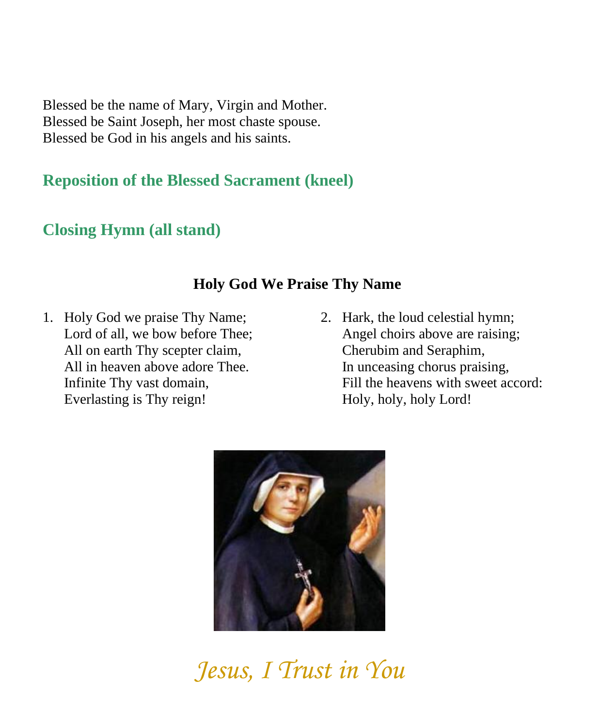Blessed be the name of Mary, Virgin and Mother.
Blessed be Saint Joseph, her most chaste spouse.
Blessed be God in his angels and his saints.

## Reposition of the Blessed Sacrament (kneel)

## Closing Hymn (all stand)

### Holy God We Praise Thy Name

1. Holy God we praise Thy Name;
   Lord of all, we bow before Thee;
   All on earth Thy scepter claim,
   All in heaven above adore Thee.
   Infinite Thy vast domain,
   Everlasting is Thy reign!

2. Hark, the loud celestial hymn;
   Angel choirs above are raising;
   Cherubim and Seraphim,
   In unceasing chorus praising,
   Fill the heavens with sweet accord:
   Holy, holy, holy Lord!

*Jesus, I Trust in You*